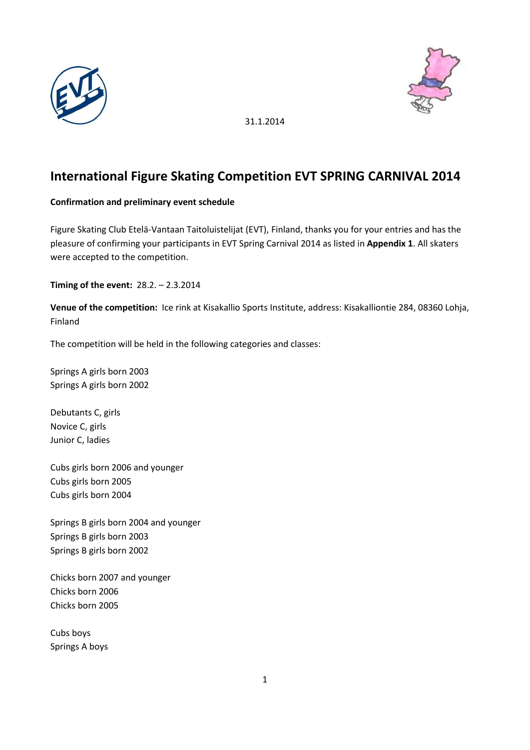31.1.2014

# International Figure Skating Competition EVT SPRING CARNIVAL 2014

**Confirmation and preliminary event schedule**

Figure Skating Club Etelä-Vantaan Taitoluistelijat (EVT), Finland, thanks you for your entries and has the pleasure of confirming your participants in EVT Spring Carnival 2014 as listed in **Appendix 1**. All skaters were accepted to the competition.

**Timing of the event:** 28.2. – 2.3.2014

**Venue of the competition:** Ice rink at Kisakallio Sports Institute, address: Kisakalliontie 284, 08360 Lohja, Finland

The competition will be held in the following categories and classes:

Springs A girls born 2003
Springs A girls born 2002

Debutants C, girls
Novice C, girls
Junior C, ladies

Cubs girls born 2006 and younger
Cubs girls born 2005
Cubs girls born 2004

Springs B girls born 2004 and younger
Springs B girls born 2003
Springs B girls born 2002

Chicks born 2007 and younger
Chicks born 2006
Chicks born 2005

Cubs boys
Springs A boys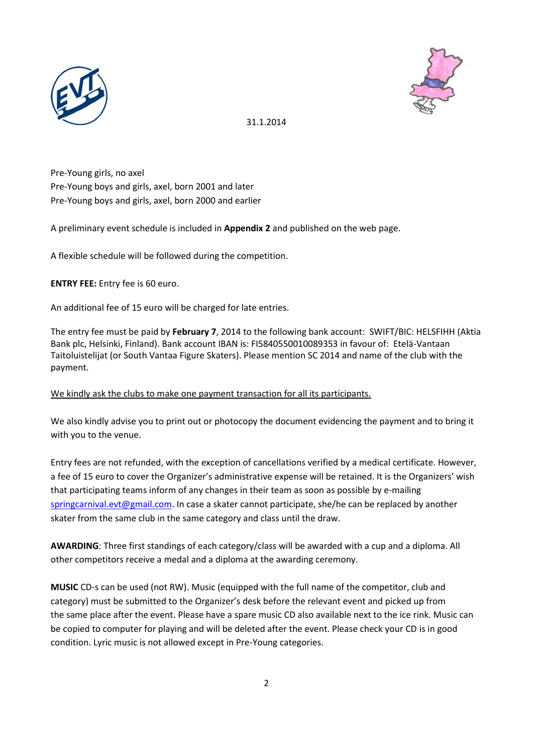31.1.2014

Pre-Young girls, no axel
Pre-Young boys and girls, axel, born 2001 and later
Pre-Young boys and girls, axel, born 2000 and earlier

A preliminary event schedule is included in **Appendix 2** and published on the web page.

A flexible schedule will be followed during the competition.

**ENTRY FEE:** Entry fee is 60 euro.

An additional fee of 15 euro will be charged for late entries.

The entry fee must be paid by **February 7**, 2014 to the following bank account: SWIFT/BIC: HELSFIHH (Aktia Bank plc, Helsinki, Finland). Bank account IBAN is: FI5840550010089353 in favour of: Etelä-Vantaan Taitoluistelijat (or South Vantaa Figure Skaters). Please mention SC 2014 and name of the club with the payment.

<u>We kindly ask the clubs to make one payment transaction for all its participants.</u>

We also kindly advise you to print out or photocopy the document evidencing the payment and to bring it with you to the venue.

Entry fees are not refunded, with the exception of cancellations verified by a medical certificate. However, a fee of 15 euro to cover the Organizer's administrative expense will be retained. It is the Organizers' wish that participating teams inform of any changes in their team as soon as possible by e-mailing springcarnival.evt@gmail.com. In case a skater cannot participate, she/he can be replaced by another skater from the same club in the same category and class until the draw.

**AWARDING**: Three first standings of each category/class will be awarded with a cup and a diploma. All other competitors receive a medal and a diploma at the awarding ceremony.

**MUSIC** CD-s can be used (not RW). Music (equipped with the full name of the competitor, club and category) must be submitted to the Organizer's desk before the relevant event and picked up from the same place after the event. Please have a spare music CD also available next to the ice rink. Music can be copied to computer for playing and will be deleted after the event. Please check your CD is in good condition. Lyric music is not allowed except in Pre-Young categories.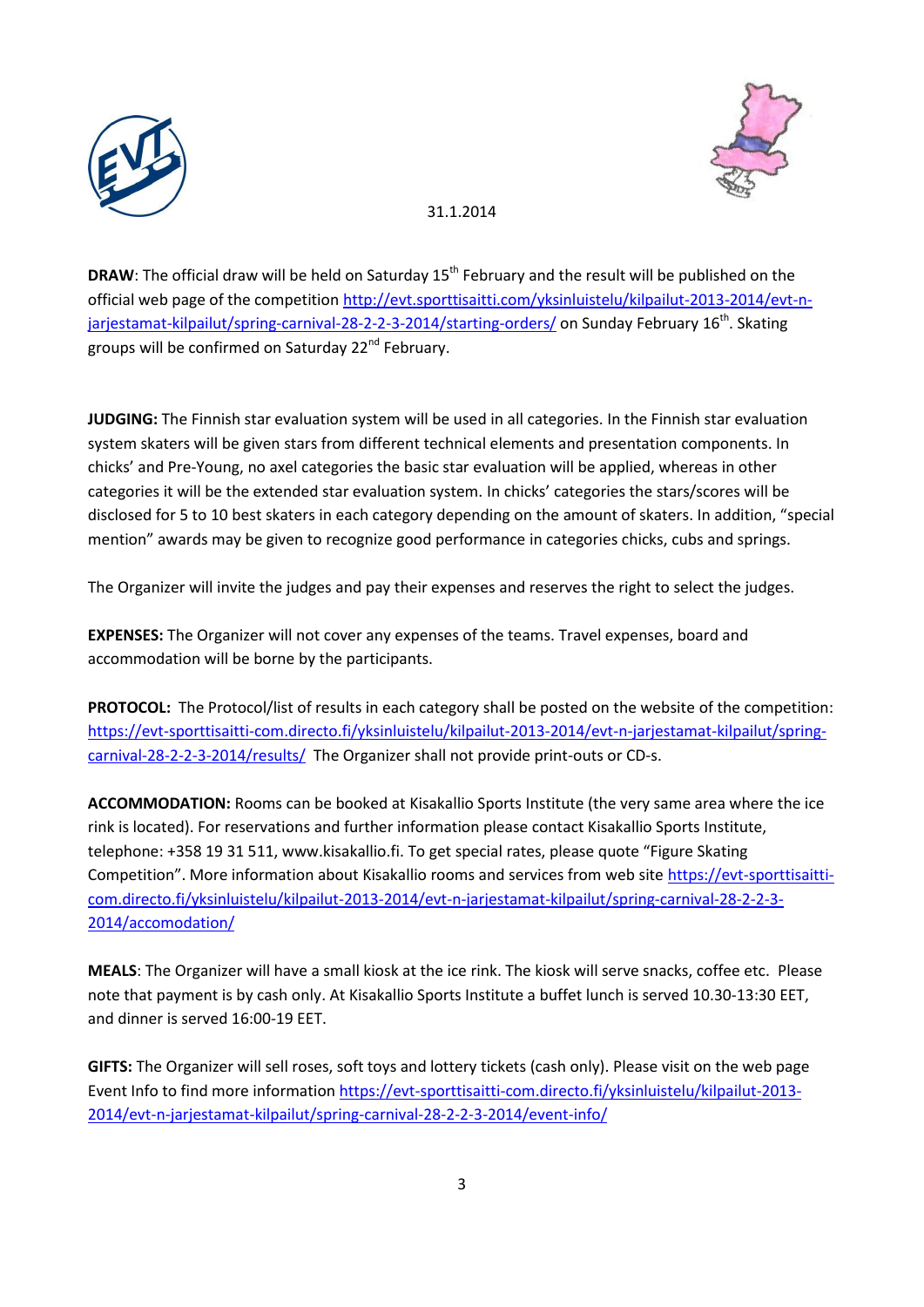31.1.2014

**DRAW**: The official draw will be held on Saturday 15th February and the result will be published on the official web page of the competition http://evt.sporttisaitti.com/yksinluistelu/kilpailut-2013-2014/evt-n-jarjestamat-kilpailut/spring-carnival-28-2-2-3-2014/starting-orders/ on Sunday February 16th. Skating groups will be confirmed on Saturday 22nd February.

**JUDGING:** The Finnish star evaluation system will be used in all categories. In the Finnish star evaluation system skaters will be given stars from different technical elements and presentation components. In chicks' and Pre-Young, no axel categories the basic star evaluation will be applied, whereas in other categories it will be the extended star evaluation system. In chicks' categories the stars/scores will be disclosed for 5 to 10 best skaters in each category depending on the amount of skaters. In addition, "special mention" awards may be given to recognize good performance in categories chicks, cubs and springs.

The Organizer will invite the judges and pay their expenses and reserves the right to select the judges.

**EXPENSES:** The Organizer will not cover any expenses of the teams. Travel expenses, board and accommodation will be borne by the participants.

**PROTOCOL:** The Protocol/list of results in each category shall be posted on the website of the competition: https://evt-sporttisaitti-com.directo.fi/yksinluistelu/kilpailut-2013-2014/evt-n-jarjestamat-kilpailut/spring-carnival-28-2-2-3-2014/results/ The Organizer shall not provide print-outs or CD-s.

**ACCOMMODATION:** Rooms can be booked at Kisakallio Sports Institute (the very same area where the ice rink is located). For reservations and further information please contact Kisakallio Sports Institute, telephone: +358 19 31 511, www.kisakallio.fi. To get special rates, please quote "Figure Skating Competition". More information about Kisakallio rooms and services from web site https://evt-sporttisaitti-com.directo.fi/yksinluistelu/kilpailut-2013-2014/evt-n-jarjestamat-kilpailut/spring-carnival-28-2-2-3-2014/accomodation/

**MEALS**: The Organizer will have a small kiosk at the ice rink. The kiosk will serve snacks, coffee etc. Please note that payment is by cash only. At Kisakallio Sports Institute a buffet lunch is served 10.30-13:30 EET, and dinner is served 16:00-19 EET.

**GIFTS:** The Organizer will sell roses, soft toys and lottery tickets (cash only). Please visit on the web page Event Info to find more information https://evt-sporttisaitti-com.directo.fi/yksinluistelu/kilpailut-2013-2014/evt-n-jarjestamat-kilpailut/spring-carnival-28-2-2-3-2014/event-info/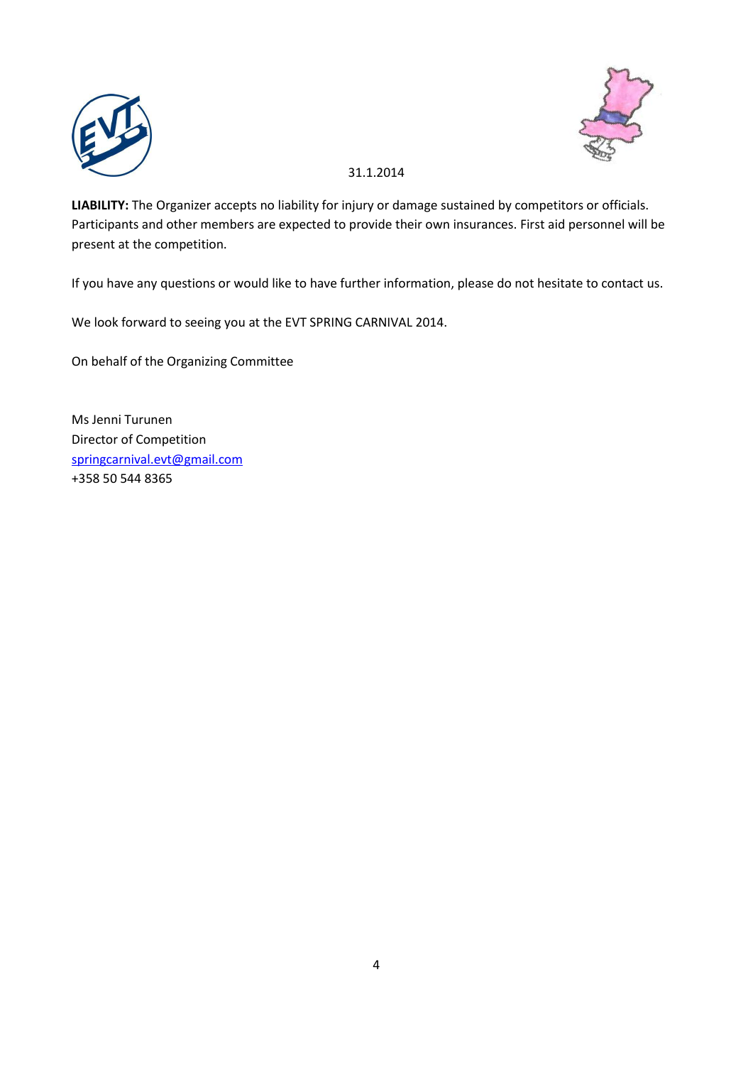31.1.2014

**LIABILITY:** The Organizer accepts no liability for injury or damage sustained by competitors or officials. Participants and other members are expected to provide their own insurances. First aid personnel will be present at the competition.

If you have any questions or would like to have further information, please do not hesitate to contact us.

We look forward to seeing you at the EVT SPRING CARNIVAL 2014.

On behalf of the Organizing Committee

Ms Jenni Turunen  
Director of Competition  
springcarnival.evt@gmail.com  
+358 50 544 8365